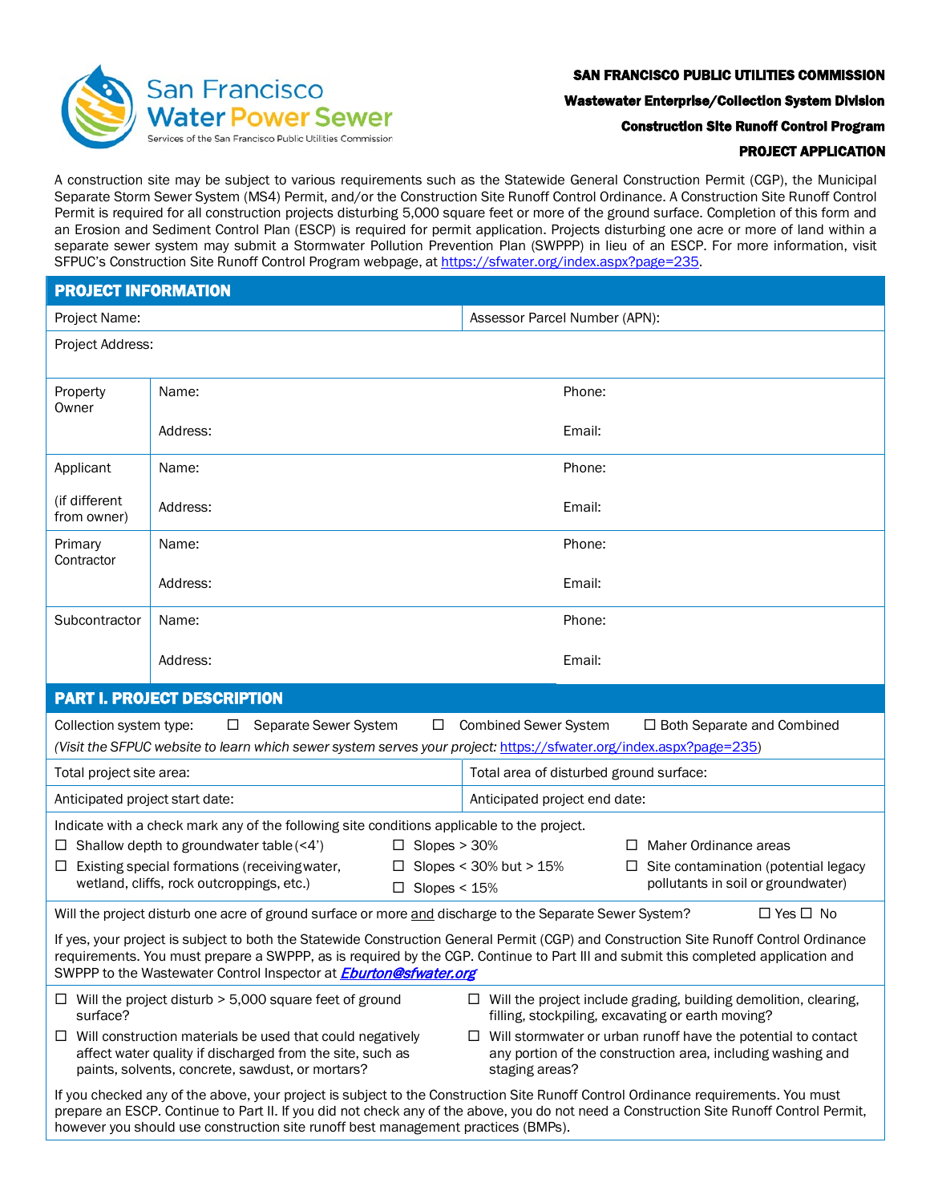San Francisco Water Power Sewer
Services of the San Francisco Public Utilities Commission

**SAN FRANCISCO PUBLIC UTILITIES COMMISSION**

**Wastewater Enterprise/Collection System Division**

**Construction Site Runoff Control Program**

**PROJECT APPLICATION**

A construction site may be subject to various requirements such as the Statewide General Construction Permit (CGP), the Municipal Separate Storm Sewer System (MS4) Permit, and/or the Construction Site Runoff Control Ordinance. A Construction Site Runoff Control Permit is required for all construction projects disturbing 5,000 square feet or more of the ground surface. Completion of this form and an Erosion and Sediment Control Plan (ESCP) is required for permit application. Projects disturbing one acre or more of land within a separate sewer system may submit a Stormwater Pollution Prevention Plan (SWPPP) in lieu of an ESCP. For more information, visit SFPUC's Construction Site Runoff Control Program webpage, at https://sfwater.org/index.aspx?page=235.

## PROJECT INFORMATION

| Project Name: | | Assessor Parcel Number (APN): |
|---|---|---|
| Project Address: | | |
| Property Owner | Name: | Phone: |
| | Address: | Email: |
| Applicant (if different from owner) | Name: | Phone: |
| | Address: | Email: |
| Primary Contractor | Name: | Phone: |
| | Address: | Email: |
| Subcontractor | Name: | Phone: |
| | Address: | Email: |

## PART I. PROJECT DESCRIPTION

Collection system type: ☐ Separate Sewer System ☐ Combined Sewer System ☐ Both Separate and Combined

*(Visit the SFPUC website to learn which sewer system serves your project: https://sfwater.org/index.aspx?page=235)*

| Total project site area: | Total area of disturbed ground surface: |
|---|---|
| Anticipated project start date: | Anticipated project end date: |

Indicate with a check mark any of the following site conditions applicable to the project.

- ☐ Shallow depth to groundwater table (<4')
- ☐ Existing special formations (receiving water, wetland, cliffs, rock outcroppings, etc.)
- ☐ Slopes > 30%
- ☐ Slopes < 30% but > 15%
- ☐ Slopes < 15%
- ☐ Maher Ordinance areas
- ☐ Site contamination (potential legacy pollutants in soil or groundwater)

Will the project disturb one acre of ground surface or more <u>and</u> discharge to the Separate Sewer System? ☐ Yes ☐ No

If yes, your project is subject to both the Statewide Construction General Permit (CGP) and Construction Site Runoff Control Ordinance requirements. You must prepare a SWPPP, as is required by the CGP. Continue to Part III and submit this completed application and SWPPP to the Wastewater Control Inspector at ***Eburton@sfwater.org***

- ☐ Will the project disturb > 5,000 square feet of ground surface?
- ☐ Will construction materials be used that could negatively affect water quality if discharged from the site, such as paints, solvents, concrete, sawdust, or mortars?
- ☐ Will the project include grading, building demolition, clearing, filling, stockpiling, excavating or earth moving?
- ☐ Will stormwater or urban runoff have the potential to contact any portion of the construction area, including washing and staging areas?

If you checked any of the above, your project is subject to the Construction Site Runoff Control Ordinance requirements. You must prepare an ESCP. Continue to Part II. If you did not check any of the above, you do not need a Construction Site Runoff Control Permit, however you should use construction site runoff best management practices (BMPs).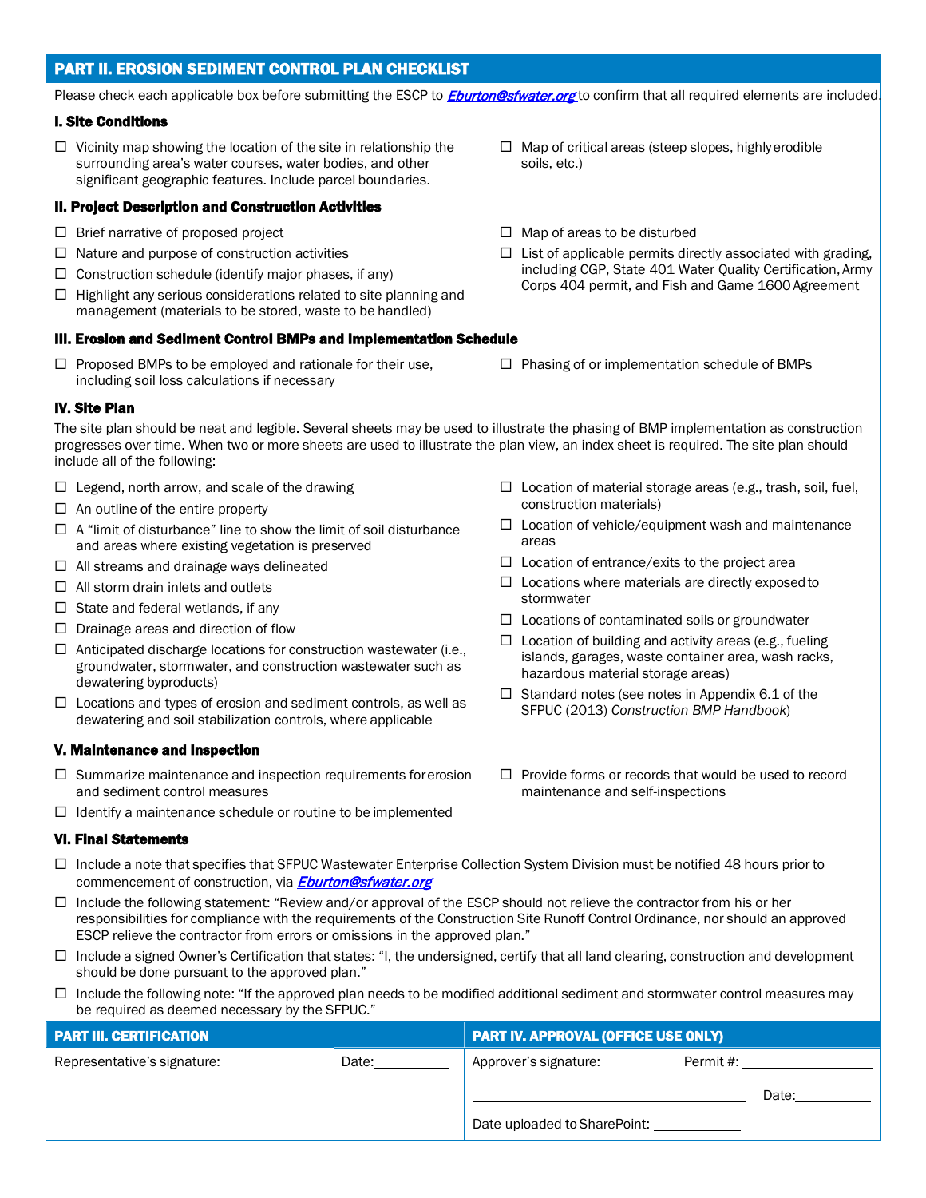## PART II. EROSION SEDIMENT CONTROL PLAN CHECKLIST

Please check each applicable box before submitting the ESCP to *Eburton@sfwater.org* to confirm that all required elements are included.

### I. Site Conditions

- ☐ Vicinity map showing the location of the site in relationship the surrounding area's water courses, water bodies, and other significant geographic features. Include parcel boundaries.
- ☐ Map of critical areas (steep slopes, highly erodible soils, etc.)

### II. Project Description and Construction Activities

- ☐ Brief narrative of proposed project
- ☐ Nature and purpose of construction activities
- ☐ Construction schedule (identify major phases, if any)
- ☐ Highlight any serious considerations related to site planning and management (materials to be stored, waste to be handled)
- ☐ Map of areas to be disturbed
- ☐ List of applicable permits directly associated with grading, including CGP, State 401 Water Quality Certification, Army Corps 404 permit, and Fish and Game 1600 Agreement

### III. Erosion and Sediment Control BMPs and Implementation Schedule

- ☐ Proposed BMPs to be employed and rationale for their use, including soil loss calculations if necessary
- ☐ Phasing of or implementation schedule of BMPs

### IV. Site Plan

The site plan should be neat and legible. Several sheets may be used to illustrate the phasing of BMP implementation as construction progresses over time. When two or more sheets are used to illustrate the plan view, an index sheet is required. The site plan should include all of the following:

- ☐ Legend, north arrow, and scale of the drawing
- ☐ An outline of the entire property
- ☐ A "limit of disturbance" line to show the limit of soil disturbance and areas where existing vegetation is preserved
- ☐ All streams and drainage ways delineated
- ☐ All storm drain inlets and outlets
- ☐ State and federal wetlands, if any
- ☐ Drainage areas and direction of flow
- ☐ Anticipated discharge locations for construction wastewater (i.e., groundwater, stormwater, and construction wastewater such as dewatering byproducts)
- ☐ Locations and types of erosion and sediment controls, as well as dewatering and soil stabilization controls, where applicable
- ☐ Location of material storage areas (e.g., trash, soil, fuel, construction materials)
- ☐ Location of vehicle/equipment wash and maintenance areas
- ☐ Location of entrance/exits to the project area
- ☐ Locations where materials are directly exposed to stormwater
- ☐ Locations of contaminated soils or groundwater
- ☐ Location of building and activity areas (e.g., fueling islands, garages, waste container area, wash racks, hazardous material storage areas)
- ☐ Standard notes (see notes in Appendix 6.1 of the SFPUC (2013) *Construction BMP Handbook*)

### V. Maintenance and Inspection

- ☐ Summarize maintenance and inspection requirements for erosion and sediment control measures
- ☐ Identify a maintenance schedule or routine to be implemented
- ☐ Provide forms or records that would be used to record maintenance and self-inspections

### VI. Final Statements

- ☐ Include a note that specifies that SFPUC Wastewater Enterprise Collection System Division must be notified 48 hours prior to commencement of construction, via *Eburton@sfwater.org*
- ☐ Include the following statement: "Review and/or approval of the ESCP should not relieve the contractor from his or her responsibilities for compliance with the requirements of the Construction Site Runoff Control Ordinance, nor should an approved ESCP relieve the contractor from errors or omissions in the approved plan."
- ☐ Include a signed Owner's Certification that states: "I, the undersigned, certify that all land clearing, construction and development should be done pursuant to the approved plan."
- ☐ Include the following note: "If the approved plan needs to be modified additional sediment and stormwater control measures may be required as deemed necessary by the SFPUC."

| PART III. CERTIFICATION | | PART IV. APPROVAL (OFFICE USE ONLY) | |
|---|---|---|---|
| Representative's signature: | Date:__________ | Approver's signature: | Permit #: ________________ |
| | | ______________________________ | Date:__________ |
| | | Date uploaded to SharePoint: ___________ | |